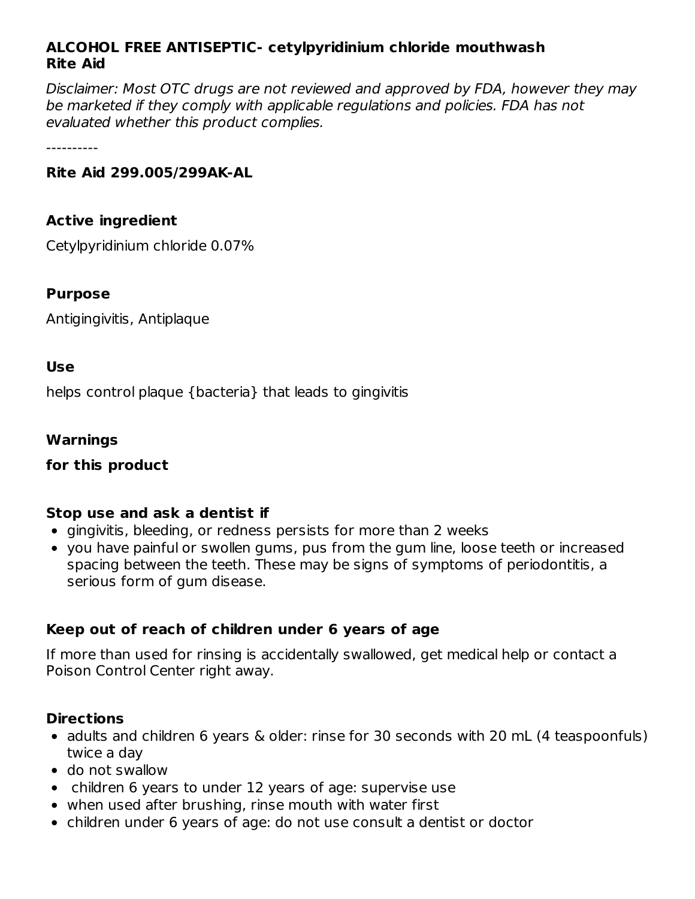**ALCOHOL FREE ANTISEPTIC- cetylpyridinium chloride mouthwash**
**Rite Aid**

*Disclaimer: Most OTC drugs are not reviewed and approved by FDA, however they may be marketed if they comply with applicable regulations and policies. FDA has not evaluated whether this product complies.*

----------

**Rite Aid 299.005/299AK-AL**

**Active ingredient**

Cetylpyridinium chloride 0.07%

**Purpose**

Antigingivitis, Antiplaque

**Use**

helps control plaque {bacteria} that leads to gingivitis

**Warnings**

**for this product**

**Stop use and ask a dentist if**

- gingivitis, bleeding, or redness persists for more than 2 weeks
- you have painful or swollen gums, pus from the gum line, loose teeth or increased spacing between the teeth. These may be signs of symptoms of periodontitis, a serious form of gum disease.

**Keep out of reach of children under 6 years of age**

If more than used for rinsing is accidentally swallowed, get medical help or contact a Poison Control Center right away.

**Directions**

- adults and children 6 years & older: rinse for 30 seconds with 20 mL (4 teaspoonfuls) twice a day
- do not swallow
- children 6 years to under 12 years of age: supervise use
- when used after brushing, rinse mouth with water first
- children under 6 years of age: do not use consult a dentist or doctor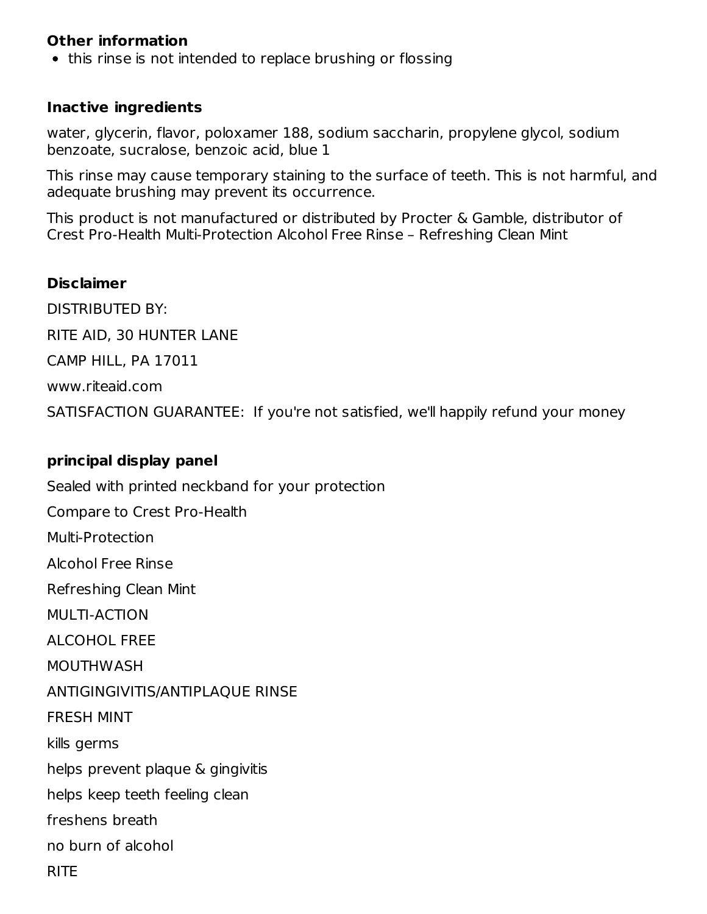### Other information

- this rinse is not intended to replace brushing or flossing

### Inactive ingredients

water, glycerin, flavor, poloxamer 188, sodium saccharin, propylene glycol, sodium benzoate, sucralose, benzoic acid, blue 1

This rinse may cause temporary staining to the surface of teeth. This is not harmful, and adequate brushing may prevent its occurrence.

This product is not manufactured or distributed by Procter & Gamble, distributor of Crest Pro-Health Multi-Protection Alcohol Free Rinse – Refreshing Clean Mint

### Disclaimer

DISTRIBUTED BY:

RITE AID, 30 HUNTER LANE

CAMP HILL, PA 17011

www.riteaid.com

SATISFACTION GUARANTEE: If you're not satisfied, we'll happily refund your money

### principal display panel

Sealed with printed neckband for your protection

Compare to Crest Pro-Health

Multi-Protection

Alcohol Free Rinse

Refreshing Clean Mint

MULTI-ACTION

ALCOHOL FREE

MOUTHWASH

ANTIGINGIVITIS/ANTIPLAQUE RINSE

FRESH MINT

kills germs

helps prevent plaque & gingivitis

helps keep teeth feeling clean

freshens breath

no burn of alcohol

RITE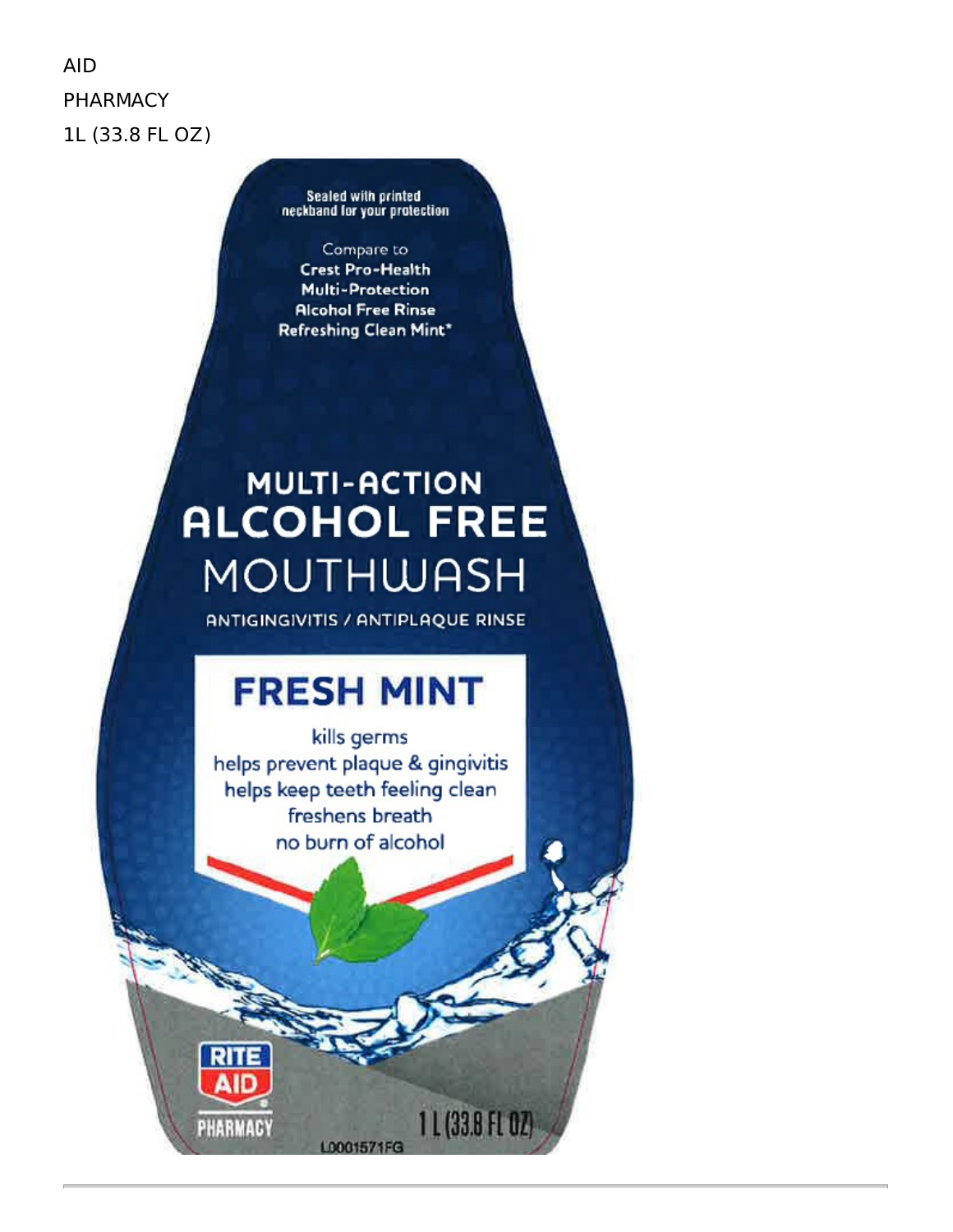AID

PHARMACY

1L (33.8 FL OZ)

Sealed with printed neckband for your protection

Compare to Crest Pro-Health Multi-Protection Alcohol Free Rinse Refreshing Clean Mint*

# MULTI-ACTION ALCOHOL FREE MOUTHWASH

ANTIGINGIVITIS / ANTIPLAQUE RINSE

## FRESH MINT

kills germs
helps prevent plaque & gingivitis
helps keep teeth feeling clean
freshens breath
no burn of alcohol

RITE AID PHARMACY

1 L (33.8 FL OZ)

L0001571FG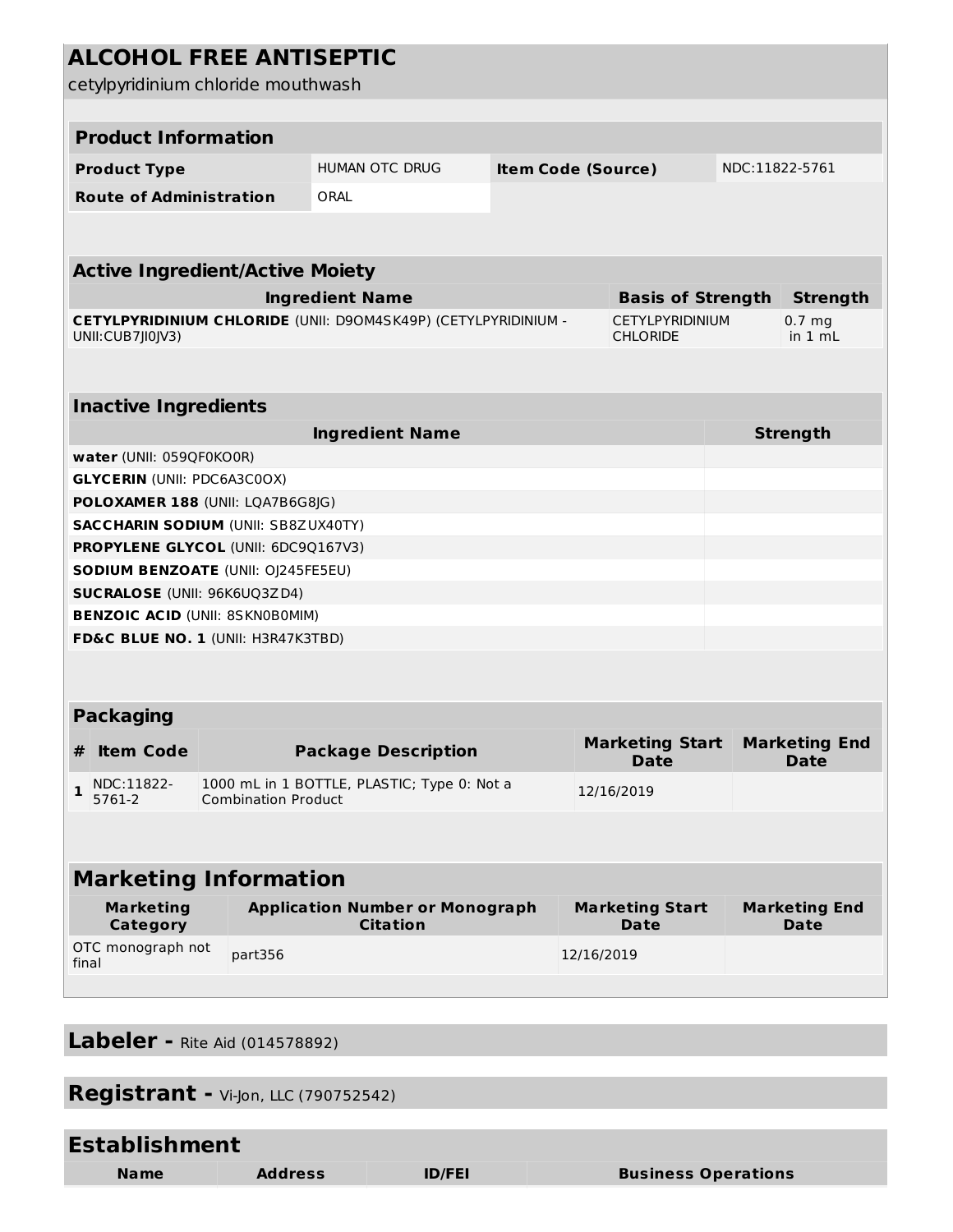# ALCOHOL FREE ANTISEPTIC

cetylpyridinium chloride mouthwash

## Product Information

| Product Type | HUMAN OTC DRUG | Item Code (Source) | NDC:11822-5761 |
|---|---|---|---|
| Route of Administration | ORAL | | |

## Active Ingredient/Active Moiety

| Ingredient Name | Basis of Strength | Strength |
|---|---|---|
| **CETYLPYRIDINIUM CHLORIDE** (UNII: D9OM4SK49P) (CETYLPYRIDINIUM - UNII:CUB7JI0JV3) | CETYLPYRIDINIUM CHLORIDE | 0.7 mg in 1 mL |

## Inactive Ingredients

| Ingredient Name | Strength |
|---|---|
| **water** (UNII: 059QF0KO0R) | |
| **GLYCERIN** (UNII: PDC6A3C0OX) | |
| **POLOXAMER 188** (UNII: LQA7B6G8JG) | |
| **SACCHARIN SODIUM** (UNII: SB8ZUX40TY) | |
| **PROPYLENE GLYCOL** (UNII: 6DC9Q167V3) | |
| **SODIUM BENZOATE** (UNII: OJ245FE5EU) | |
| **SUCRALOSE** (UNII: 96K6UQ3ZD4) | |
| **BENZOIC ACID** (UNII: 8SKN0B0MIM) | |
| **FD&C BLUE NO. 1** (UNII: H3R47K3TBD) | |

## Packaging

| # | Item Code | Package Description | Marketing Start Date | Marketing End Date |
|---|---|---|---|---|
| 1 | NDC:11822-5761-2 | 1000 mL in 1 BOTTLE, PLASTIC; Type 0: Not a Combination Product | 12/16/2019 | |

## Marketing Information

| Marketing Category | Application Number or Monograph Citation | Marketing Start Date | Marketing End Date |
|---|---|---|---|
| OTC monograph not final | part356 | 12/16/2019 | |

## Labeler - Rite Aid (014578892)

## Registrant - Vi-Jon, LLC (790752542)

## Establishment

| Name | Address | ID/FEI | Business Operations |
|---|---|---|---|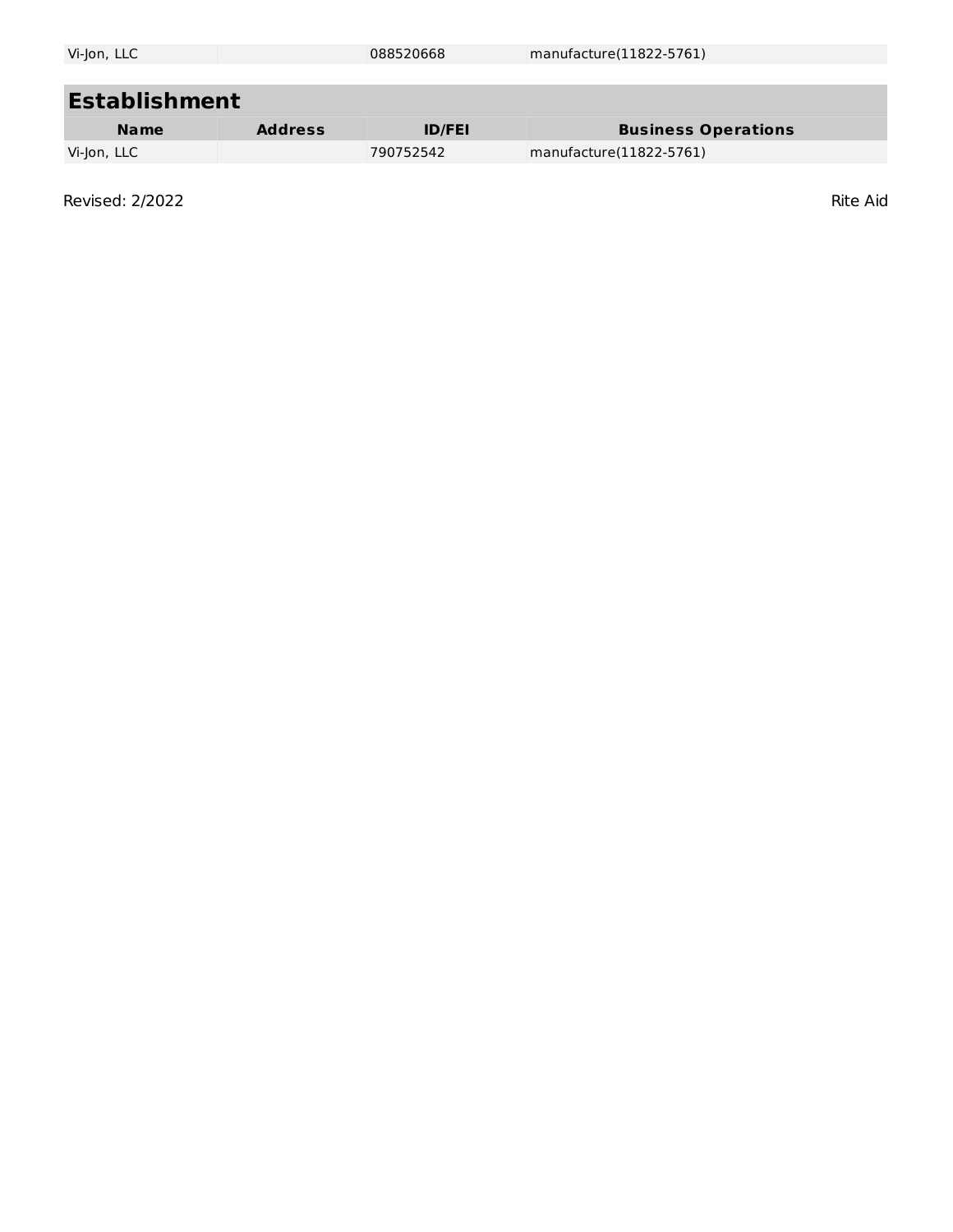| | | | |
|---|---|---|---|
| Vi-Jon, LLC | | 088520668 | manufacture(11822-5761) |

## Establishment

| Name | Address | ID/FEI | Business Operations |
|---|---|---|---|
| Vi-Jon, LLC | | 790752542 | manufacture(11822-5761) |

Revised: 2/2022

Rite Aid